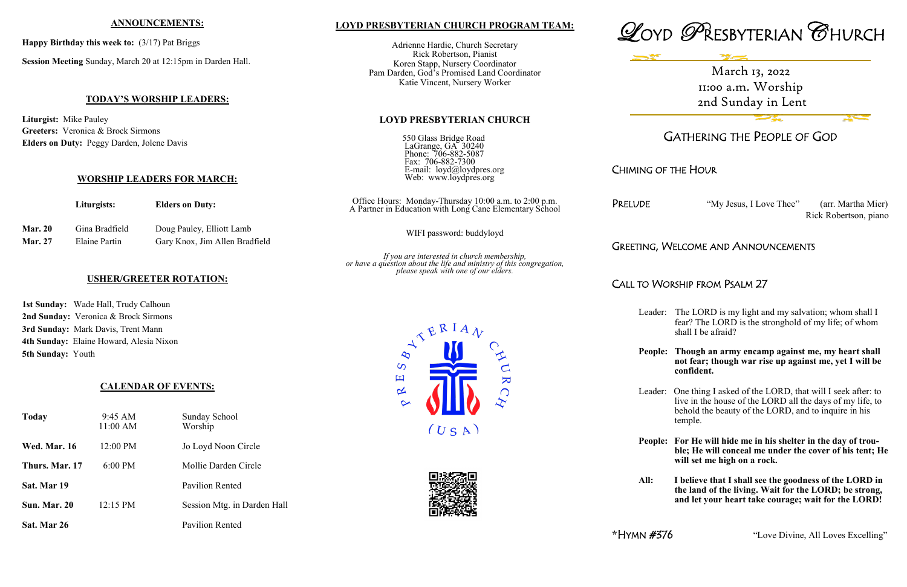## ANNOUNCEMENTS:

**Happy Birthday this week to:** (3/17) Pat Briggs

**Session Meeting** Sunday, March 20 at 12:15pm in Darden Hall.

## TODAY'S WORSHIP LEADERS:

**Liturgist:** Mike Pauley
**Greeters:** Veronica & Brock Sirmons
**Elders on Duty:** Peggy Darden, Jolene Davis

## WORSHIP LEADERS FOR MARCH:

| | Liturgists: | Elders on Duty: |
|---|---|---|
| **Mar. 20** | Gina Bradfield | Doug Pauley, Elliott Lamb |
| **Mar. 27** | Elaine Partin | Gary Knox, Jim Allen Bradfield |

## USHER/GREETER ROTATION:

**1st Sunday:** Wade Hall, Trudy Calhoun
**2nd Sunday:** Veronica & Brock Sirmons
**3rd Sunday:** Mark Davis, Trent Mann
**4th Sunday:** Elaine Howard, Alesia Nixon
**5th Sunday:** Youth

## CALENDAR OF EVENTS:

| | | |
|---|---|---|
| **Today** | 9:45 AM<br>11:00 AM | Sunday School<br>Worship |
| **Wed. Mar. 16** | 12:00 PM | Jo Loyd Noon Circle |
| **Thurs. Mar. 17** | 6:00 PM | Mollie Darden Circle |
| **Sat. Mar 19** | | Pavilion Rented |
| **Sun. Mar. 20** | 12:15 PM | Session Mtg. in Darden Hall |
| **Sat. Mar 26** | | Pavilion Rented |

## LOYD PRESBYTERIAN CHURCH PROGRAM TEAM:

Adrienne Hardie, Church Secretary
Rick Robertson, Pianist
Koren Stapp, Nursery Coordinator
Pam Darden, God's Promised Land Coordinator
Katie Vincent, Nursery Worker

## LOYD PRESBYTERIAN CHURCH

550 Glass Bridge Road
LaGrange, GA 30240
Phone: 706-882-5087
Fax: 706-882-7300
E-mail: loyd@loydpres.org
Web: www.loydpres.org

Office Hours: Monday-Thursday 10:00 a.m. to 2:00 p.m.
A Partner in Education with Long Cane Elementary School

WIFI password: buddyloyd

*If you are interested in church membership, or have a question about the life and ministry of this congregation, please speak with one of our elders.*

# LOYD PRESBYTERIAN CHURCH

March 13, 2022
11:00 a.m. Worship
2nd Sunday in Lent

## GATHERING THE PEOPLE OF GOD

CHIMING OF THE HOUR

PRELUDE "My Jesus, I Love Thee" (arr. Martha Mier)
Rick Robertson, piano

GREETING, WELCOME AND ANNOUNCEMENTS

CALL TO WORSHIP FROM PSALM 27

Leader: The LORD is my light and my salvation; whom shall I fear? The LORD is the stronghold of my life; of whom shall I be afraid?

**People: Though an army encamp against me, my heart shall not fear; though war rise up against me, yet I will be confident.**

Leader: One thing I asked of the LORD, that will I seek after: to live in the house of the LORD all the days of my life, to behold the beauty of the LORD, and to inquire in his temple.

**People: For He will hide me in his shelter in the day of trouble; He will conceal me under the cover of his tent; He will set me high on a rock.**

**All: I believe that I shall see the goodness of the LORD in the land of the living. Wait for the LORD; be strong, and let your heart take courage; wait for the LORD!**

*HYMN #376 "Love Divine, All Loves Excelling"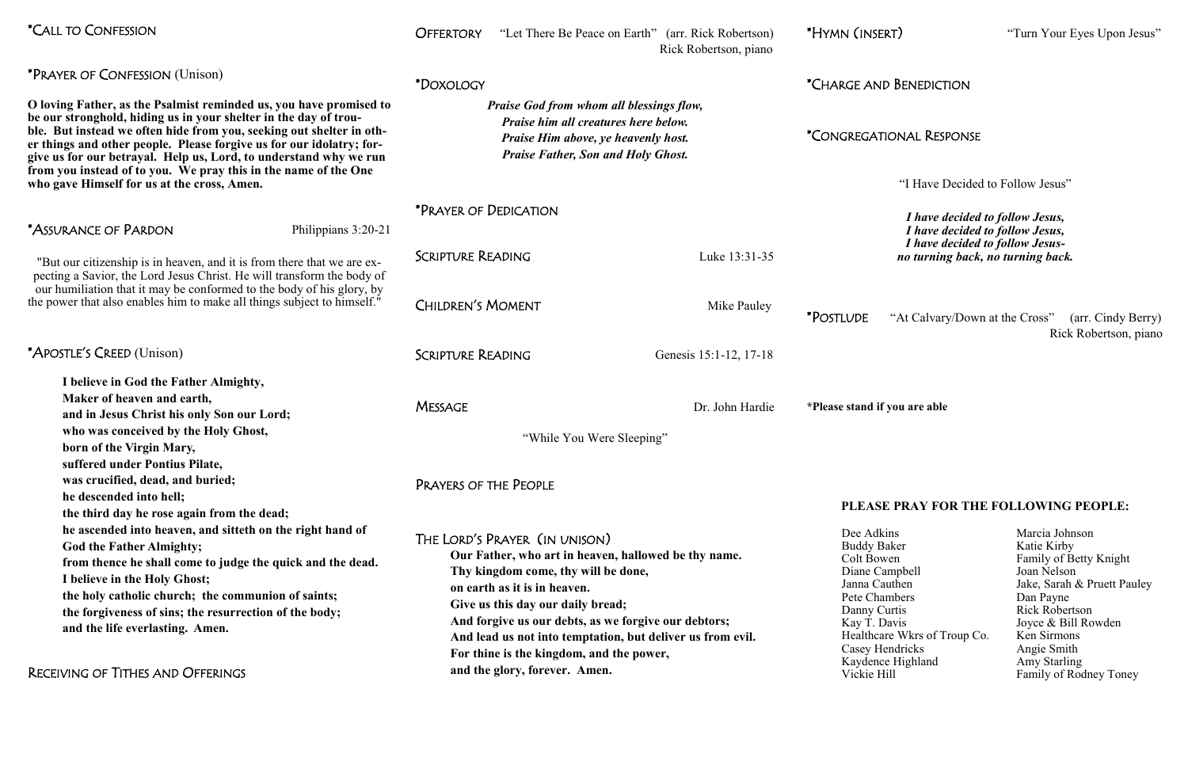## *Call to Confession

## *Prayer of Confession (Unison)

**O loving Father, as the Psalmist reminded us, you have promised to be our stronghold, hiding us in your shelter in the day of trouble. But instead we often hide from you, seeking out shelter in other things and other people. Please forgive us for our idolatry; forgive us for our betrayal. Help us, Lord, to understand why we run from you instead of to you. We pray this in the name of the One who gave Himself for us at the cross, Amen.**

## *Assurance of Pardon — Philippians 3:20-21

"But our citizenship is in heaven, and it is from there that we are expecting a Savior, the Lord Jesus Christ. He will transform the body of our humiliation that it may be conformed to the body of his glory, by the power that also enables him to make all things subject to himself."

## *Apostle's Creed (Unison)

**I believe in God the Father Almighty,**
**Maker of heaven and earth,**
**and in Jesus Christ his only Son our Lord;**
**who was conceived by the Holy Ghost,**
**born of the Virgin Mary,**
**suffered under Pontius Pilate,**
**was crucified, dead, and buried;**
**he descended into hell;**
**the third day he rose again from the dead;**
**he ascended into heaven, and sitteth on the right hand of God the Father Almighty;**
**from thence he shall come to judge the quick and the dead.**
**I believe in the Holy Ghost;**
**the holy catholic church; the communion of saints;**
**the forgiveness of sins; the resurrection of the body;**
**and the life everlasting. Amen.**

## Receiving of Tithes and Offerings

## Offertory — "Let There Be Peace on Earth" (arr. Rick Robertson)

Rick Robertson, piano

## *Doxology

***Praise God from whom all blessings flow,***
***Praise him all creatures here below.***
***Praise Him above, ye heavenly host.***
***Praise Father, Son and Holy Ghost.***

## *Prayer of Dedication

## Scripture Reading — Luke 13:31-35

## Children's Moment — Mike Pauley

## Scripture Reading — Genesis 15:1-12, 17-18

## Message — Dr. John Hardie

"While You Were Sleeping"

## Prayers of the People

## The Lord's Prayer (in unison)

**Our Father, who art in heaven, hallowed be thy name.**
**Thy kingdom come, thy will be done,**
**on earth as it is in heaven.**
**Give us this day our daily bread;**
**And forgive us our debts, as we forgive our debtors;**
**And lead us not into temptation, but deliver us from evil.**
**For thine is the kingdom, and the power,**
**and the glory, forever. Amen.**

## *Hymn (insert) — "Turn Your Eyes Upon Jesus"

## *Charge and Benediction

## *Congregational Response

"I Have Decided to Follow Jesus"

***I have decided to follow Jesus,***
***I have decided to follow Jesus,***
***I have decided to follow Jesus-***
***no turning back, no turning back.***

## *Postlude — "At Calvary/Down at the Cross" (arr. Cindy Berry)

Rick Robertson, piano

**\*Please stand if you are able**

### PLEASE PRAY FOR THE FOLLOWING PEOPLE:

Dee Adkins
Buddy Baker
Colt Bowen
Diane Campbell
Janna Cauthen
Pete Chambers
Danny Curtis
Kay T. Davis
Healthcare Wkrs of Troup Co.
Casey Hendricks
Kaydence Highland
Vickie Hill
Marcia Johnson
Katie Kirby
Family of Betty Knight
Joan Nelson
Jake, Sarah & Pruett Pauley
Dan Payne
Rick Robertson
Joyce & Bill Rowden
Ken Sirmons
Angie Smith
Amy Starling
Family of Rodney Toney